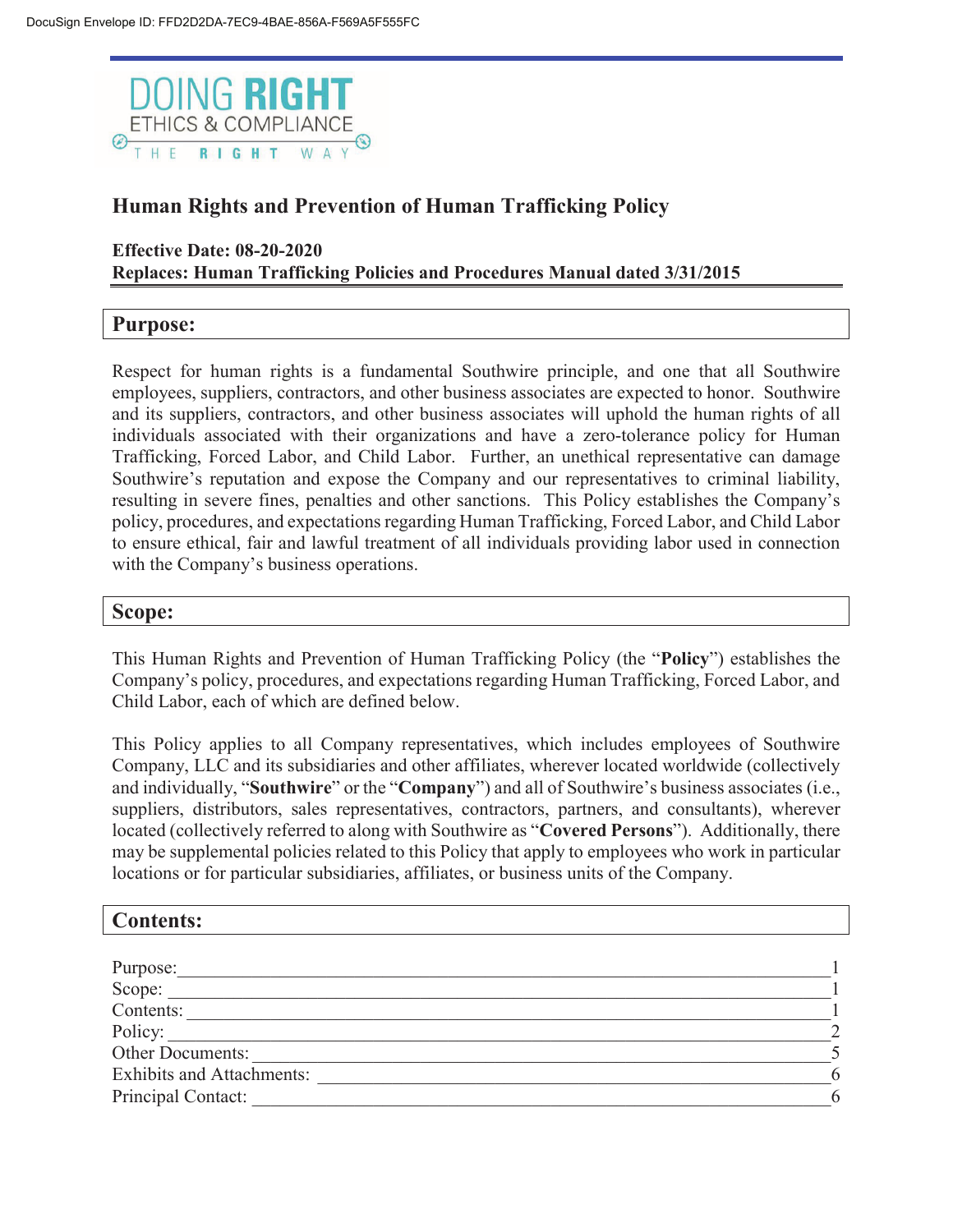DocuSign Envelope ID: FFD2D2DA-7EC9-4BAE-856A-F569A5F555FC

DOING RIGHT
ETHICS & COMPLIANCE
THE RIGHT WAY

# Human Rights and Prevention of Human Trafficking Policy

**Effective Date: 08-20-2020**
**Replaces: Human Trafficking Policies and Procedures Manual dated 3/31/2015**

## Purpose:

Respect for human rights is a fundamental Southwire principle, and one that all Southwire employees, suppliers, contractors, and other business associates are expected to honor. Southwire and its suppliers, contractors, and other business associates will uphold the human rights of all individuals associated with their organizations and have a zero-tolerance policy for Human Trafficking, Forced Labor, and Child Labor. Further, an unethical representative can damage Southwire's reputation and expose the Company and our representatives to criminal liability, resulting in severe fines, penalties and other sanctions. This Policy establishes the Company's policy, procedures, and expectations regarding Human Trafficking, Forced Labor, and Child Labor to ensure ethical, fair and lawful treatment of all individuals providing labor used in connection with the Company's business operations.

## Scope:

This Human Rights and Prevention of Human Trafficking Policy (the "**Policy**") establishes the Company's policy, procedures, and expectations regarding Human Trafficking, Forced Labor, and Child Labor, each of which are defined below.

This Policy applies to all Company representatives, which includes employees of Southwire Company, LLC and its subsidiaries and other affiliates, wherever located worldwide (collectively and individually, "**Southwire**" or the "**Company**") and all of Southwire's business associates (i.e., suppliers, distributors, sales representatives, contractors, partners, and consultants), wherever located (collectively referred to along with Southwire as "**Covered Persons**"). Additionally, there may be supplemental policies related to this Policy that apply to employees who work in particular locations or for particular subsidiaries, affiliates, or business units of the Company.

## Contents:

| Section | Page |
|---|---|
| Purpose: | 1 |
| Scope: | 1 |
| Contents: | 1 |
| Policy: | 2 |
| Other Documents: | 5 |
| Exhibits and Attachments: | 6 |
| Principal Contact: | 6 |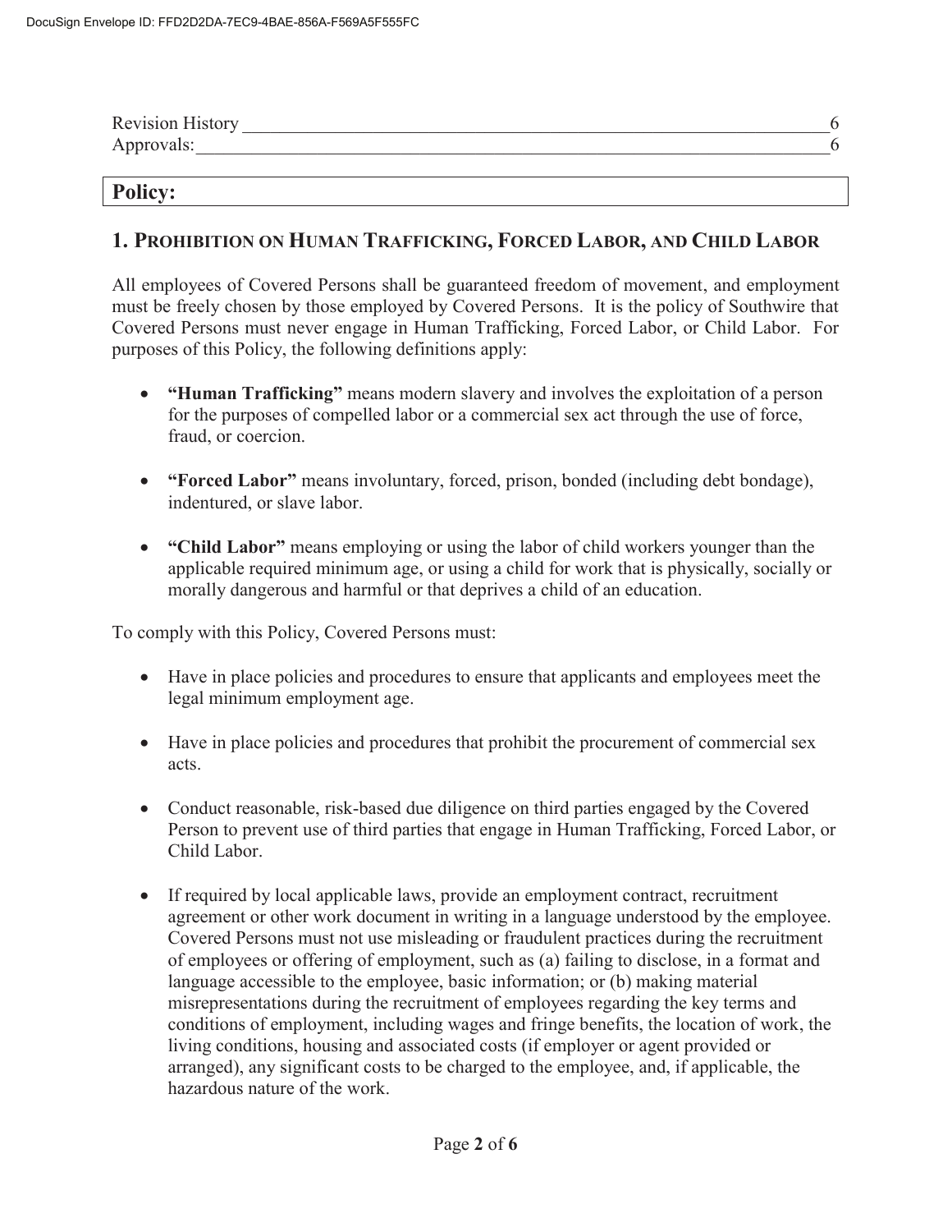Revision History ______________________________________________ 6
Approvals: ___________________________________________________ 6

## Policy:

### 1. PROHIBITION ON HUMAN TRAFFICKING, FORCED LABOR, AND CHILD LABOR

All employees of Covered Persons shall be guaranteed freedom of movement, and employment must be freely chosen by those employed by Covered Persons. It is the policy of Southwire that Covered Persons must never engage in Human Trafficking, Forced Labor, or Child Labor. For purposes of this Policy, the following definitions apply:

- **"Human Trafficking"** means modern slavery and involves the exploitation of a person for the purposes of compelled labor or a commercial sex act through the use of force, fraud, or coercion.
- **"Forced Labor"** means involuntary, forced, prison, bonded (including debt bondage), indentured, or slave labor.
- **"Child Labor"** means employing or using the labor of child workers younger than the applicable required minimum age, or using a child for work that is physically, socially or morally dangerous and harmful or that deprives a child of an education.

To comply with this Policy, Covered Persons must:

- Have in place policies and procedures to ensure that applicants and employees meet the legal minimum employment age.
- Have in place policies and procedures that prohibit the procurement of commercial sex acts.
- Conduct reasonable, risk-based due diligence on third parties engaged by the Covered Person to prevent use of third parties that engage in Human Trafficking, Forced Labor, or Child Labor.
- If required by local applicable laws, provide an employment contract, recruitment agreement or other work document in writing in a language understood by the employee. Covered Persons must not use misleading or fraudulent practices during the recruitment of employees or offering of employment, such as (a) failing to disclose, in a format and language accessible to the employee, basic information; or (b) making material misrepresentations during the recruitment of employees regarding the key terms and conditions of employment, including wages and fringe benefits, the location of work, the living conditions, housing and associated costs (if employer or agent provided or arranged), any significant costs to be charged to the employee, and, if applicable, the hazardous nature of the work.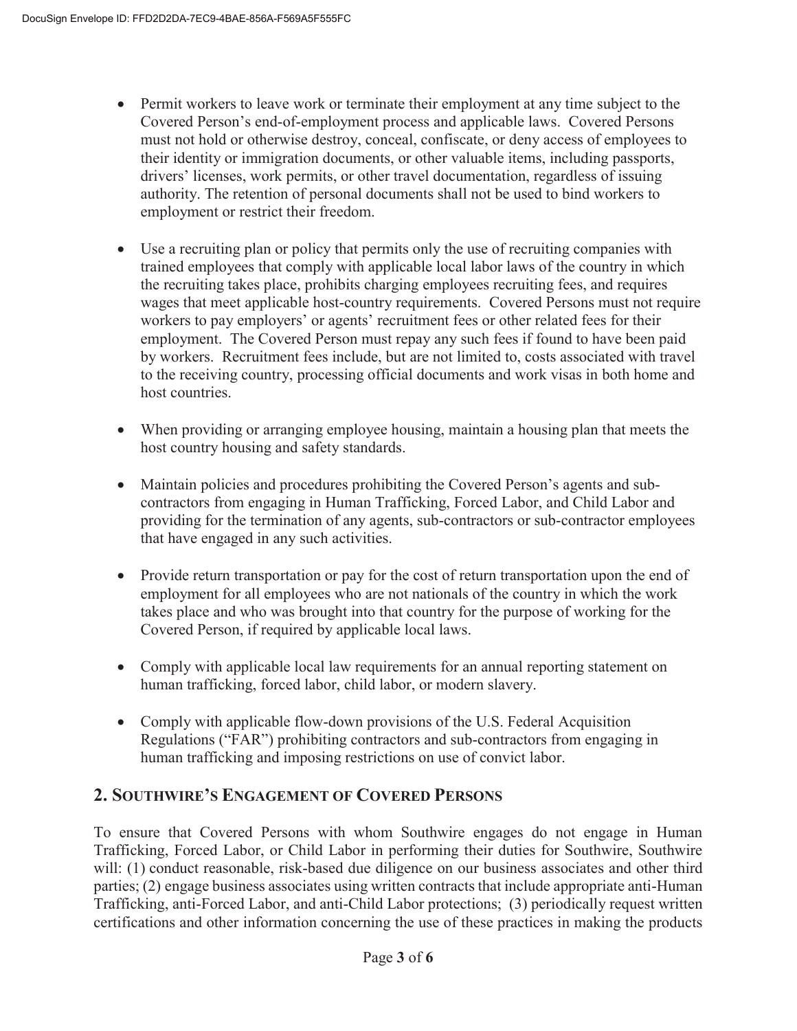- Permit workers to leave work or terminate their employment at any time subject to the Covered Person's end-of-employment process and applicable laws. Covered Persons must not hold or otherwise destroy, conceal, confiscate, or deny access of employees to their identity or immigration documents, or other valuable items, including passports, drivers' licenses, work permits, or other travel documentation, regardless of issuing authority. The retention of personal documents shall not be used to bind workers to employment or restrict their freedom.

- Use a recruiting plan or policy that permits only the use of recruiting companies with trained employees that comply with applicable local labor laws of the country in which the recruiting takes place, prohibits charging employees recruiting fees, and requires wages that meet applicable host-country requirements. Covered Persons must not require workers to pay employers' or agents' recruitment fees or other related fees for their employment. The Covered Person must repay any such fees if found to have been paid by workers. Recruitment fees include, but are not limited to, costs associated with travel to the receiving country, processing official documents and work visas in both home and host countries.

- When providing or arranging employee housing, maintain a housing plan that meets the host country housing and safety standards.

- Maintain policies and procedures prohibiting the Covered Person's agents and sub-contractors from engaging in Human Trafficking, Forced Labor, and Child Labor and providing for the termination of any agents, sub-contractors or sub-contractor employees that have engaged in any such activities.

- Provide return transportation or pay for the cost of return transportation upon the end of employment for all employees who are not nationals of the country in which the work takes place and who was brought into that country for the purpose of working for the Covered Person, if required by applicable local laws.

- Comply with applicable local law requirements for an annual reporting statement on human trafficking, forced labor, child labor, or modern slavery.

- Comply with applicable flow-down provisions of the U.S. Federal Acquisition Regulations ("FAR") prohibiting contractors and sub-contractors from engaging in human trafficking and imposing restrictions on use of convict labor.

## 2. Southwire's Engagement of Covered Persons

To ensure that Covered Persons with whom Southwire engages do not engage in Human Trafficking, Forced Labor, or Child Labor in performing their duties for Southwire, Southwire will: (1) conduct reasonable, risk-based due diligence on our business associates and other third parties; (2) engage business associates using written contracts that include appropriate anti-Human Trafficking, anti-Forced Labor, and anti-Child Labor protections; (3) periodically request written certifications and other information concerning the use of these practices in making the products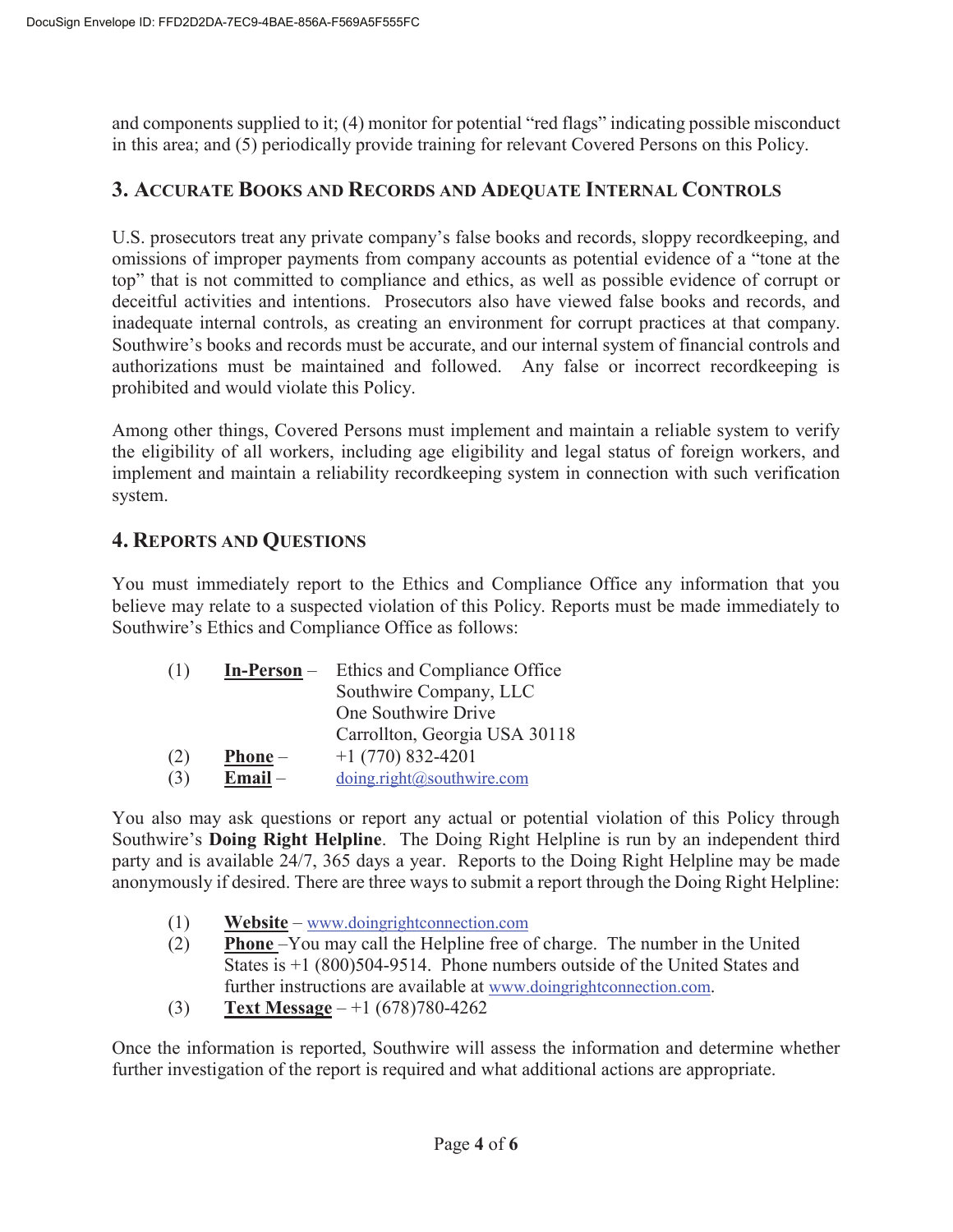and components supplied to it; (4) monitor for potential "red flags" indicating possible misconduct in this area; and (5) periodically provide training for relevant Covered Persons on this Policy.

## 3. Accurate Books and Records and Adequate Internal Controls

U.S. prosecutors treat any private company's false books and records, sloppy recordkeeping, and omissions of improper payments from company accounts as potential evidence of a "tone at the top" that is not committed to compliance and ethics, as well as possible evidence of corrupt or deceitful activities and intentions. Prosecutors also have viewed false books and records, and inadequate internal controls, as creating an environment for corrupt practices at that company. Southwire's books and records must be accurate, and our internal system of financial controls and authorizations must be maintained and followed. Any false or incorrect recordkeeping is prohibited and would violate this Policy.

Among other things, Covered Persons must implement and maintain a reliable system to verify the eligibility of all workers, including age eligibility and legal status of foreign workers, and implement and maintain a reliability recordkeeping system in connection with such verification system.

## 4. Reports and Questions

You must immediately report to the Ethics and Compliance Office any information that you believe may relate to a suspected violation of this Policy. Reports must be made immediately to Southwire's Ethics and Compliance Office as follows:

(1) **In-Person** – Ethics and Compliance Office
Southwire Company, LLC
One Southwire Drive
Carrollton, Georgia USA 30118

(2) **Phone** – +1 (770) 832-4201

(3) **Email** – doing.right@southwire.com

You also may ask questions or report any actual or potential violation of this Policy through Southwire's **Doing Right Helpline**. The Doing Right Helpline is run by an independent third party and is available 24/7, 365 days a year. Reports to the Doing Right Helpline may be made anonymously if desired. There are three ways to submit a report through the Doing Right Helpline:

(1) **Website** – www.doingrightconnection.com

(2) **Phone** –You may call the Helpline free of charge. The number in the United States is +1 (800)504-9514. Phone numbers outside of the United States and further instructions are available at www.doingrightconnection.com.

(3) **Text Message** – +1 (678)780-4262

Once the information is reported, Southwire will assess the information and determine whether further investigation of the report is required and what additional actions are appropriate.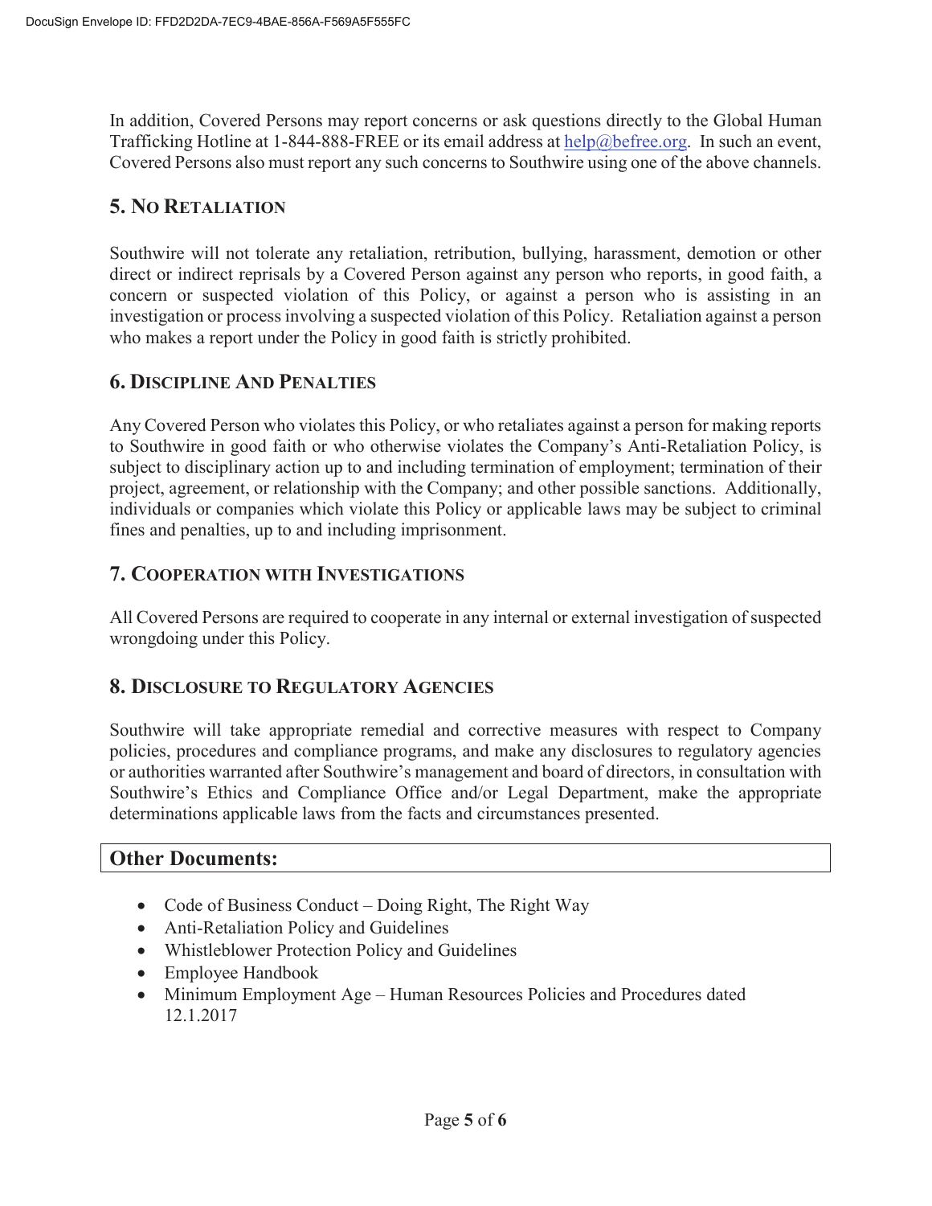In addition, Covered Persons may report concerns or ask questions directly to the Global Human Trafficking Hotline at 1-844-888-FREE or its email address at help@befree.org. In such an event, Covered Persons also must report any such concerns to Southwire using one of the above channels.

## 5. No Retaliation

Southwire will not tolerate any retaliation, retribution, bullying, harassment, demotion or other direct or indirect reprisals by a Covered Person against any person who reports, in good faith, a concern or suspected violation of this Policy, or against a person who is assisting in an investigation or process involving a suspected violation of this Policy. Retaliation against a person who makes a report under the Policy in good faith is strictly prohibited.

## 6. Discipline And Penalties

Any Covered Person who violates this Policy, or who retaliates against a person for making reports to Southwire in good faith or who otherwise violates the Company's Anti-Retaliation Policy, is subject to disciplinary action up to and including termination of employment; termination of their project, agreement, or relationship with the Company; and other possible sanctions. Additionally, individuals or companies which violate this Policy or applicable laws may be subject to criminal fines and penalties, up to and including imprisonment.

## 7. Cooperation with Investigations

All Covered Persons are required to cooperate in any internal or external investigation of suspected wrongdoing under this Policy.

## 8. Disclosure to Regulatory Agencies

Southwire will take appropriate remedial and corrective measures with respect to Company policies, procedures and compliance programs, and make any disclosures to regulatory agencies or authorities warranted after Southwire's management and board of directors, in consultation with Southwire's Ethics and Compliance Office and/or Legal Department, make the appropriate determinations applicable laws from the facts and circumstances presented.

## Other Documents:

- Code of Business Conduct – Doing Right, The Right Way
- Anti-Retaliation Policy and Guidelines
- Whistleblower Protection Policy and Guidelines
- Employee Handbook
- Minimum Employment Age – Human Resources Policies and Procedures dated 12.1.2017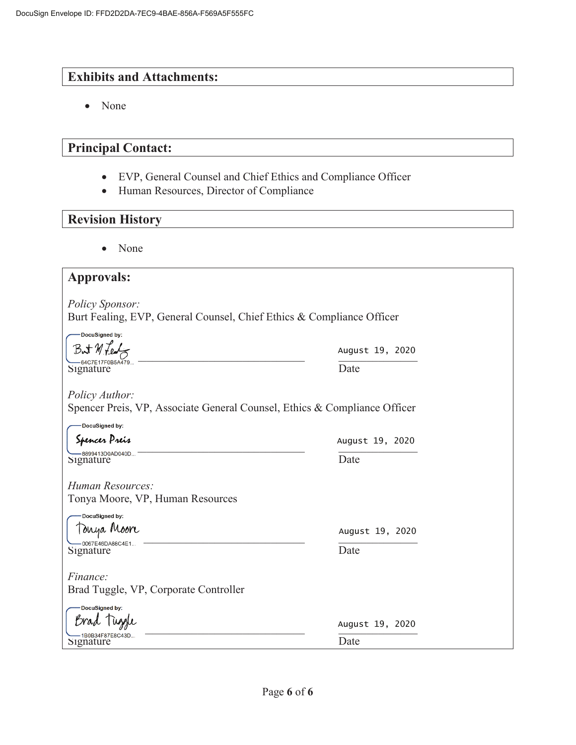DocuSign Envelope ID: FFD2D2DA-7EC9-4BAE-856A-F569A5F555FC

## Exhibits and Attachments:

- None

## Principal Contact:

- EVP, General Counsel and Chief Ethics and Compliance Officer
- Human Resources, Director of Compliance

## Revision History

- None

## Approvals:

*Policy Sponsor:*
Burt Fealing, EVP, General Counsel, Chief Ethics & Compliance Officer

DocuSigned by:
Burt M Fealing
64C7E17F0B5A479...
Signature

August 19, 2020
Date

*Policy Author:*
Spencer Preis, VP, Associate General Counsel, Ethics & Compliance Officer

DocuSigned by:
Spencer Preis
8899413D0AD040D...
Signature

August 19, 2020
Date

*Human Resources:*
Tonya Moore, VP, Human Resources

DocuSigned by:
Tonya Moore
0067E46DA88C4E1...
Signature

August 19, 2020
Date

*Finance:*
Brad Tuggle, VP, Corporate Controller

DocuSigned by:
Brad Tuggle
1B0B34F87E8C43D...
Signature

August 19, 2020
Date